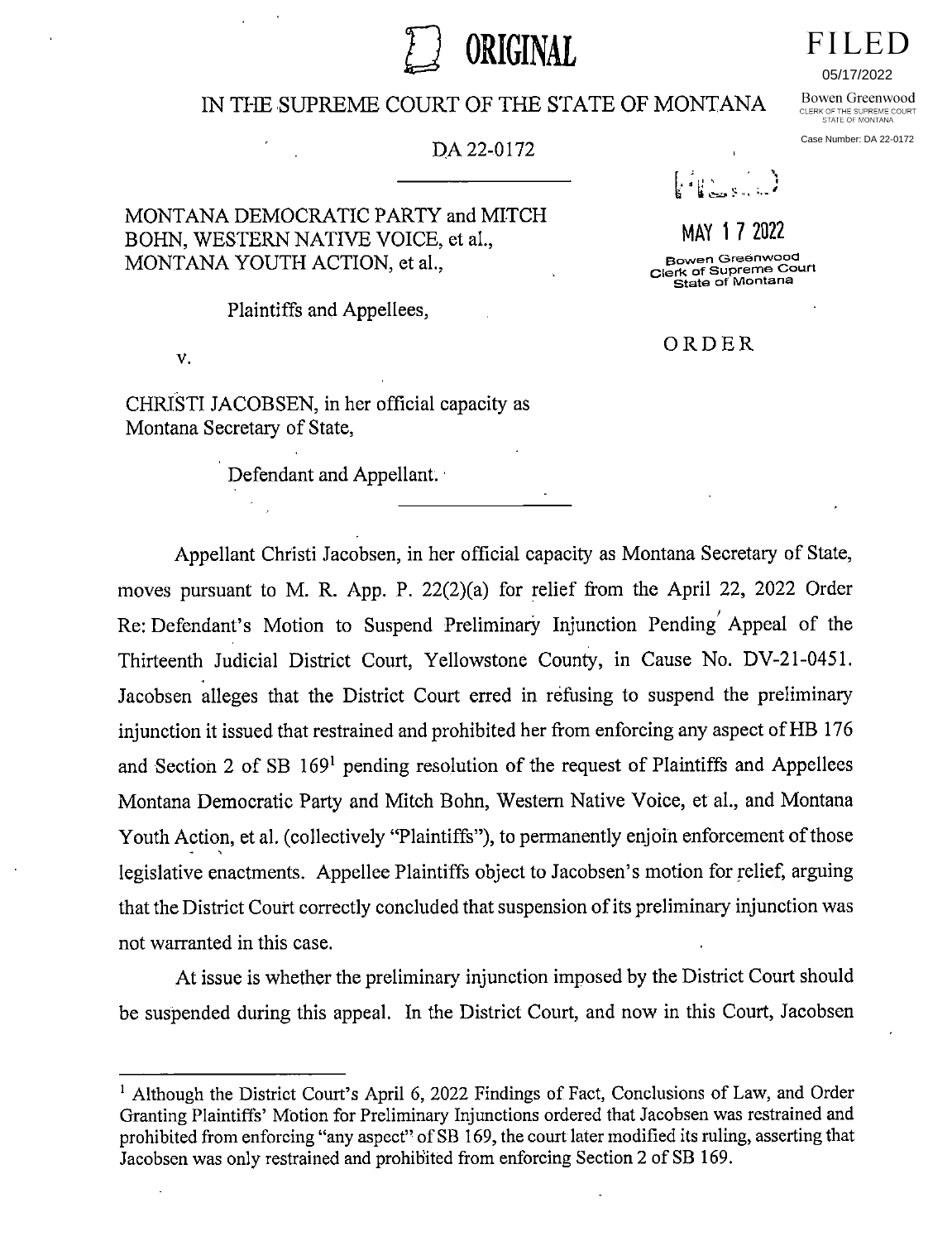ORIGINAL

FILED

05/17/2022

Bowen Greenwood
CLERK OF THE SUPREME COURT
STATE OF MONTANA

Case Number: DA 22-0172

IN THE SUPREME COURT OF THE STATE OF MONTANA

DA 22-0172

FILED

MAY 17 2022

Bowen Greenwood
Clerk of Supreme Court
State of Montana

MONTANA DEMOCRATIC PARTY and MITCH BOHN, WESTERN NATIVE VOICE, et al., MONTANA YOUTH ACTION, et al.,

Plaintiffs and Appellees,

v.

CHRISTI JACOBSEN, in her official capacity as Montana Secretary of State,

Defendant and Appellant.

ORDER

Appellant Christi Jacobsen, in her official capacity as Montana Secretary of State, moves pursuant to M. R. App. P. 22(2)(a) for relief from the April 22, 2022 Order Re: Defendant's Motion to Suspend Preliminary Injunction Pending Appeal of the Thirteenth Judicial District Court, Yellowstone County, in Cause No. DV-21-0451. Jacobsen alleges that the District Court erred in refusing to suspend the preliminary injunction it issued that restrained and prohibited her from enforcing any aspect of HB 176 and Section 2 of SB 169[1] pending resolution of the request of Plaintiffs and Appellees Montana Democratic Party and Mitch Bohn, Western Native Voice, et al., and Montana Youth Action, et al. (collectively "Plaintiffs"), to permanently enjoin enforcement of those legislative enactments. Appellee Plaintiffs object to Jacobsen's motion for relief, arguing that the District Court correctly concluded that suspension of its preliminary injunction was not warranted in this case.

At issue is whether the preliminary injunction imposed by the District Court should be suspended during this appeal. In the District Court, and now in this Court, Jacobsen

[1] Although the District Court's April 6, 2022 Findings of Fact, Conclusions of Law, and Order Granting Plaintiffs' Motion for Preliminary Injunctions ordered that Jacobsen was restrained and prohibited from enforcing "any aspect" of SB 169, the court later modified its ruling, asserting that Jacobsen was only restrained and prohibited from enforcing Section 2 of SB 169.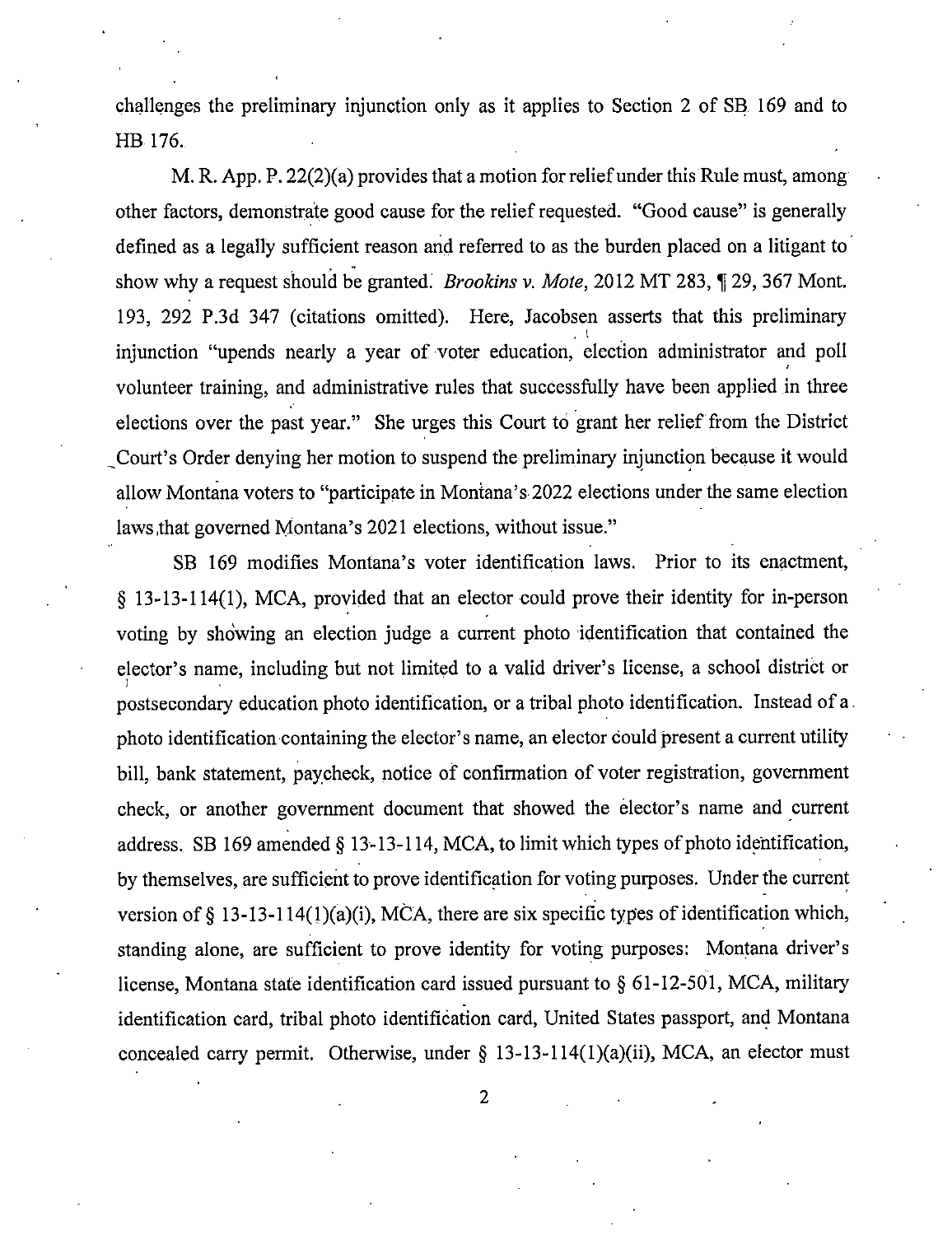challenges the preliminary injunction only as it applies to Section 2 of SB 169 and to HB 176.

M. R. App. P. 22(2)(a) provides that a motion for relief under this Rule must, among other factors, demonstrate good cause for the relief requested. "Good cause" is generally defined as a legally sufficient reason and referred to as the burden placed on a litigant to show why a request should be granted. *Brookins v. Mote*, 2012 MT 283, ¶ 29, 367 Mont. 193, 292 P.3d 347 (citations omitted). Here, Jacobsen asserts that this preliminary injunction "upends nearly a year of voter education, election administrator and poll volunteer training, and administrative rules that successfully have been applied in three elections over the past year." She urges this Court to grant her relief from the District Court's Order denying her motion to suspend the preliminary injunction because it would allow Montana voters to "participate in Montana's 2022 elections under the same election laws that governed Montana's 2021 elections, without issue."

SB 169 modifies Montana's voter identification laws. Prior to its enactment, § 13-13-114(1), MCA, provided that an elector could prove their identity for in-person voting by showing an election judge a current photo identification that contained the elector's name, including but not limited to a valid driver's license, a school district or postsecondary education photo identification, or a tribal photo identification. Instead of a photo identification containing the elector's name, an elector could present a current utility bill, bank statement, paycheck, notice of confirmation of voter registration, government check, or another government document that showed the elector's name and current address. SB 169 amended § 13-13-114, MCA, to limit which types of photo identification, by themselves, are sufficient to prove identification for voting purposes. Under the current version of § 13-13-114(1)(a)(i), MCA, there are six specific types of identification which, standing alone, are sufficient to prove identity for voting purposes: Montana driver's license, Montana state identification card issued pursuant to § 61-12-501, MCA, military identification card, tribal photo identification card, United States passport, and Montana concealed carry permit. Otherwise, under § 13-13-114(1)(a)(ii), MCA, an elector must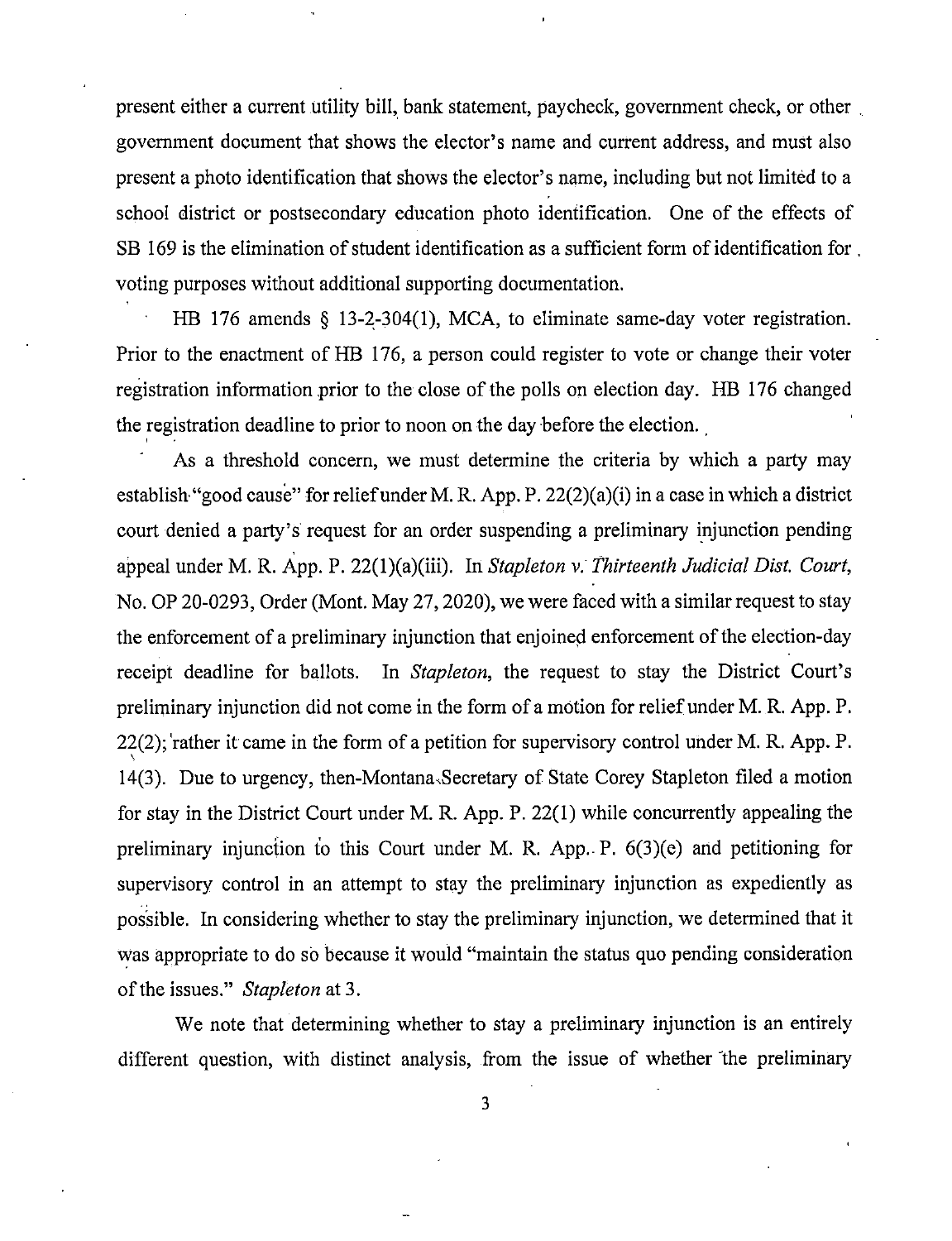present either a current utility bill, bank statement, paycheck, government check, or other government document that shows the elector's name and current address, and must also present a photo identification that shows the elector's name, including but not limited to a school district or postsecondary education photo identification. One of the effects of SB 169 is the elimination of student identification as a sufficient form of identification for voting purposes without additional supporting documentation.

HB 176 amends § 13-2-304(1), MCA, to eliminate same-day voter registration. Prior to the enactment of HB 176, a person could register to vote or change their voter registration information prior to the close of the polls on election day. HB 176 changed the registration deadline to prior to noon on the day before the election.

As a threshold concern, we must determine the criteria by which a party may establish "good cause" for relief under M. R. App. P. 22(2)(a)(i) in a case in which a district court denied a party's request for an order suspending a preliminary injunction pending appeal under M. R. App. P. 22(1)(a)(iii). In *Stapleton v. Thirteenth Judicial Dist. Court*, No. OP 20-0293, Order (Mont. May 27, 2020), we were faced with a similar request to stay the enforcement of a preliminary injunction that enjoined enforcement of the election-day receipt deadline for ballots. In *Stapleton*, the request to stay the District Court's preliminary injunction did not come in the form of a motion for relief under M. R. App. P. 22(2); rather it came in the form of a petition for supervisory control under M. R. App. P. 14(3). Due to urgency, then-Montana Secretary of State Corey Stapleton filed a motion for stay in the District Court under M. R. App. P. 22(1) while concurrently appealing the preliminary injunction to this Court under M. R. App. P. 6(3)(e) and petitioning for supervisory control in an attempt to stay the preliminary injunction as expediently as possible. In considering whether to stay the preliminary injunction, we determined that it was appropriate to do so because it would "maintain the status quo pending consideration of the issues." *Stapleton* at 3.

We note that determining whether to stay a preliminary injunction is an entirely different question, with distinct analysis, from the issue of whether the preliminary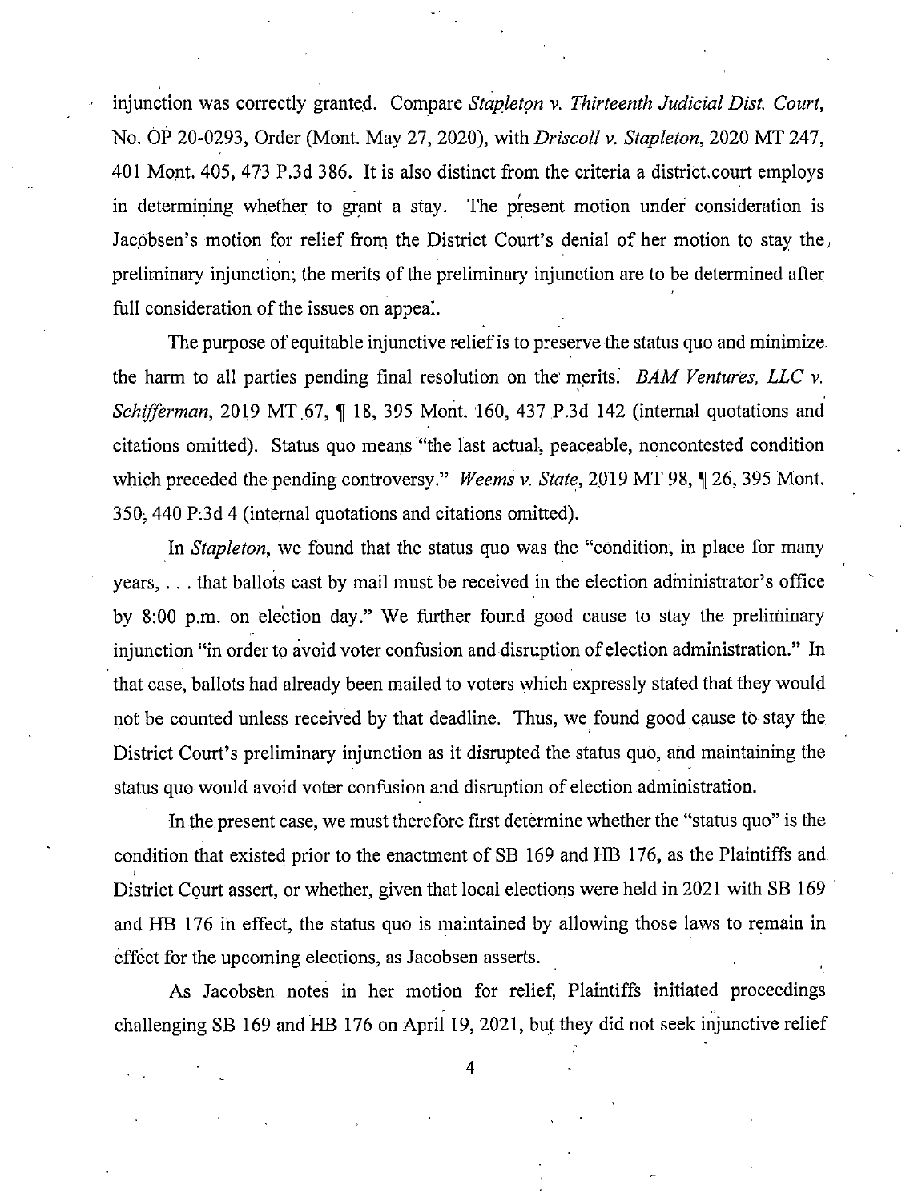injunction was correctly granted. Compare *Stapleton v. Thirteenth Judicial Dist. Court*, No. OP 20-0293, Order (Mont. May 27, 2020), with *Driscoll v. Stapleton*, 2020 MT 247, 401 Mont. 405, 473 P.3d 386. It is also distinct from the criteria a district court employs in determining whether to grant a stay. The present motion under consideration is Jacobsen's motion for relief from the District Court's denial of her motion to stay the preliminary injunction; the merits of the preliminary injunction are to be determined after full consideration of the issues on appeal.

The purpose of equitable injunctive relief is to preserve the status quo and minimize the harm to all parties pending final resolution on the merits. *BAM Ventures, LLC v. Schifferman*, 2019 MT 67, ¶ 18, 395 Mont. 160, 437 P.3d 142 (internal quotations and citations omitted). Status quo means "the last actual, peaceable, noncontested condition which preceded the pending controversy." *Weems v. State*, 2019 MT 98, ¶ 26, 395 Mont. 350, 440 P.3d 4 (internal quotations and citations omitted).

In *Stapleton*, we found that the status quo was the "condition, in place for many years, . . . that ballots cast by mail must be received in the election administrator's office by 8:00 p.m. on election day." We further found good cause to stay the preliminary injunction "in order to avoid voter confusion and disruption of election administration." In that case, ballots had already been mailed to voters which expressly stated that they would not be counted unless received by that deadline. Thus, we found good cause to stay the District Court's preliminary injunction as it disrupted the status quo, and maintaining the status quo would avoid voter confusion and disruption of election administration.

In the present case, we must therefore first determine whether the "status quo" is the condition that existed prior to the enactment of SB 169 and HB 176, as the Plaintiffs and District Court assert, or whether, given that local elections were held in 2021 with SB 169 and HB 176 in effect, the status quo is maintained by allowing those laws to remain in effect for the upcoming elections, as Jacobsen asserts.

As Jacobsen notes in her motion for relief, Plaintiffs initiated proceedings challenging SB 169 and HB 176 on April 19, 2021, but they did not seek injunctive relief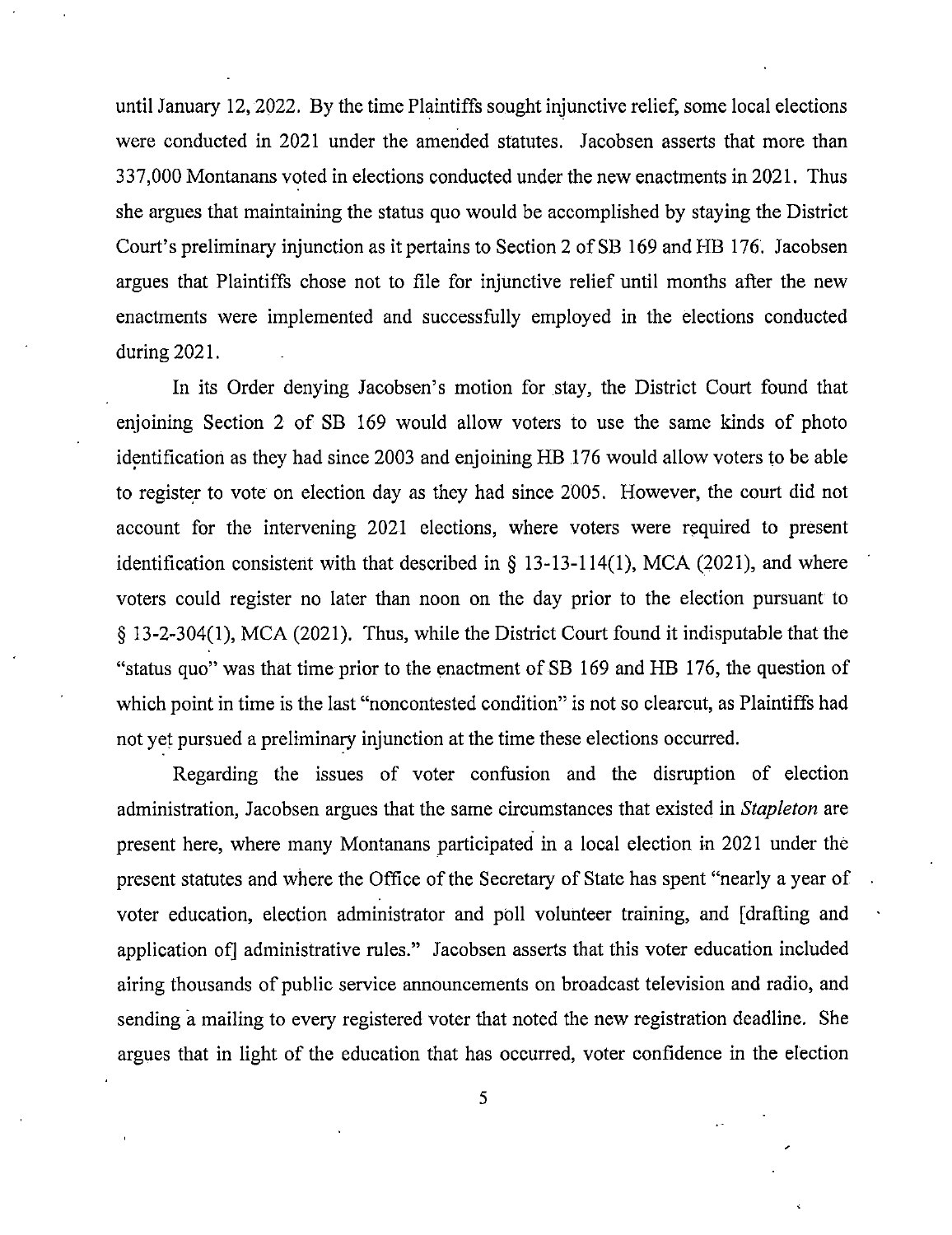until January 12, 2022. By the time Plaintiffs sought injunctive relief, some local elections were conducted in 2021 under the amended statutes. Jacobsen asserts that more than 337,000 Montanans voted in elections conducted under the new enactments in 2021. Thus she argues that maintaining the status quo would be accomplished by staying the District Court's preliminary injunction as it pertains to Section 2 of SB 169 and HB 176. Jacobsen argues that Plaintiffs chose not to file for injunctive relief until months after the new enactments were implemented and successfully employed in the elections conducted during 2021.

In its Order denying Jacobsen's motion for stay, the District Court found that enjoining Section 2 of SB 169 would allow voters to use the same kinds of photo identification as they had since 2003 and enjoining HB 176 would allow voters to be able to register to vote on election day as they had since 2005. However, the court did not account for the intervening 2021 elections, where voters were required to present identification consistent with that described in § 13-13-114(1), MCA (2021), and where voters could register no later than noon on the day prior to the election pursuant to § 13-2-304(1), MCA (2021). Thus, while the District Court found it indisputable that the "status quo" was that time prior to the enactment of SB 169 and HB 176, the question of which point in time is the last "noncontested condition" is not so clearcut, as Plaintiffs had not yet pursued a preliminary injunction at the time these elections occurred.

Regarding the issues of voter confusion and the disruption of election administration, Jacobsen argues that the same circumstances that existed in *Stapleton* are present here, where many Montanans participated in a local election in 2021 under the present statutes and where the Office of the Secretary of State has spent "nearly a year of voter education, election administrator and poll volunteer training, and [drafting and application of] administrative rules." Jacobsen asserts that this voter education included airing thousands of public service announcements on broadcast television and radio, and sending a mailing to every registered voter that noted the new registration deadline. She argues that in light of the education that has occurred, voter confidence in the election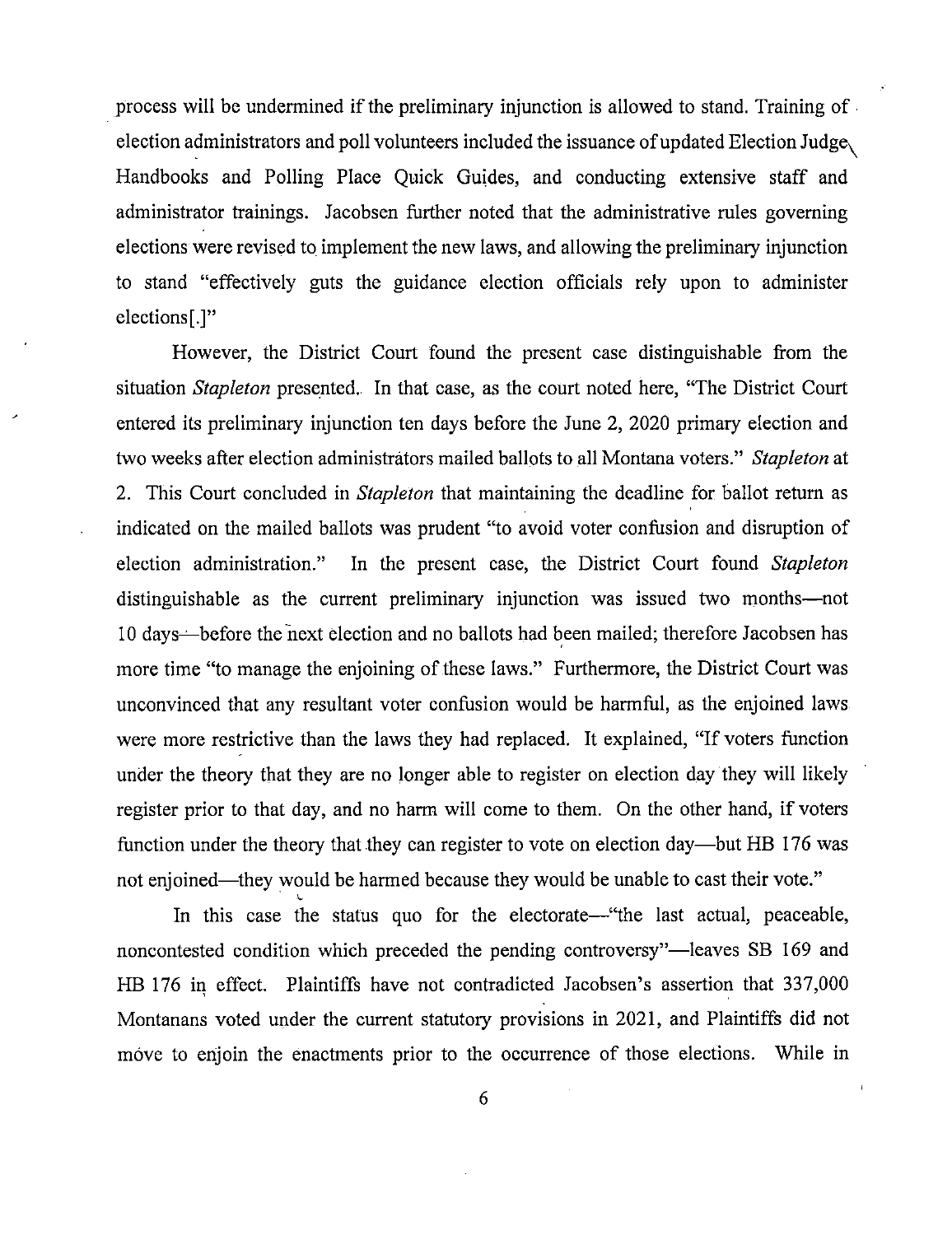process will be undermined if the preliminary injunction is allowed to stand. Training of election administrators and poll volunteers included the issuance of updated Election Judge Handbooks and Polling Place Quick Guides, and conducting extensive staff and administrator trainings. Jacobsen further noted that the administrative rules governing elections were revised to implement the new laws, and allowing the preliminary injunction to stand "effectively guts the guidance election officials rely upon to administer elections[.]"

However, the District Court found the present case distinguishable from the situation *Stapleton* presented. In that case, as the court noted here, "The District Court entered its preliminary injunction ten days before the June 2, 2020 primary election and two weeks after election administrators mailed ballots to all Montana voters." *Stapleton* at 2. This Court concluded in *Stapleton* that maintaining the deadline for ballot return as indicated on the mailed ballots was prudent "to avoid voter confusion and disruption of election administration." In the present case, the District Court found *Stapleton* distinguishable as the current preliminary injunction was issued two months—not 10 days—before the next election and no ballots had been mailed; therefore Jacobsen has more time "to manage the enjoining of these laws." Furthermore, the District Court was unconvinced that any resultant voter confusion would be harmful, as the enjoined laws were more restrictive than the laws they had replaced. It explained, "If voters function under the theory that they are no longer able to register on election day they will likely register prior to that day, and no harm will come to them. On the other hand, if voters function under the theory that they can register to vote on election day—but HB 176 was not enjoined—they would be harmed because they would be unable to cast their vote."

In this case the status quo for the electorate—"the last actual, peaceable, noncontested condition which preceded the pending controversy"—leaves SB 169 and HB 176 in effect. Plaintiffs have not contradicted Jacobsen's assertion that 337,000 Montanans voted under the current statutory provisions in 2021, and Plaintiffs did not move to enjoin the enactments prior to the occurrence of those elections. While in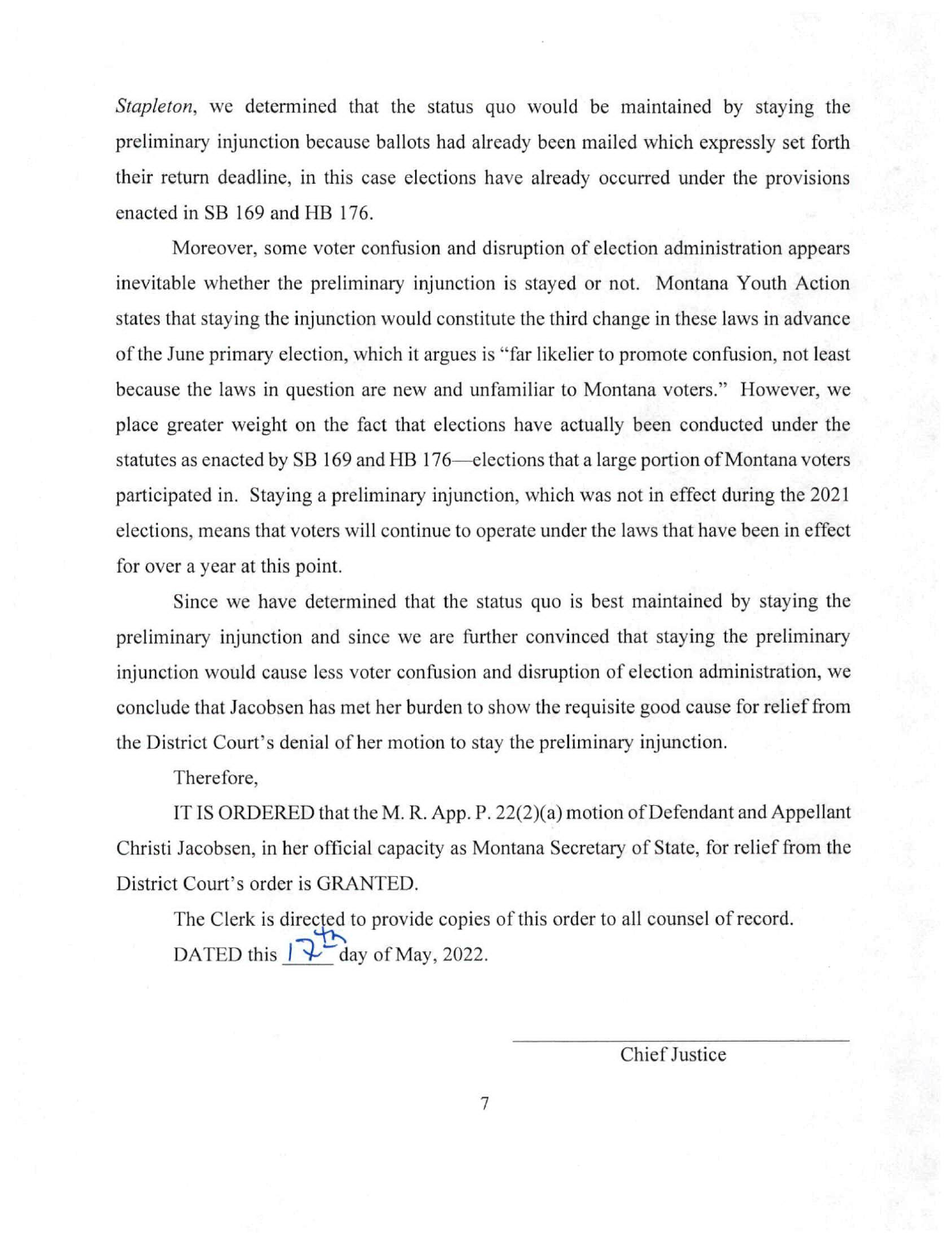*Stapleton*, we determined that the status quo would be maintained by staying the preliminary injunction because ballots had already been mailed which expressly set forth their return deadline, in this case elections have already occurred under the provisions enacted in SB 169 and HB 176.

Moreover, some voter confusion and disruption of election administration appears inevitable whether the preliminary injunction is stayed or not. Montana Youth Action states that staying the injunction would constitute the third change in these laws in advance of the June primary election, which it argues is "far likelier to promote confusion, not least because the laws in question are new and unfamiliar to Montana voters." However, we place greater weight on the fact that elections have actually been conducted under the statutes as enacted by SB 169 and HB 176—elections that a large portion of Montana voters participated in. Staying a preliminary injunction, which was not in effect during the 2021 elections, means that voters will continue to operate under the laws that have been in effect for over a year at this point.

Since we have determined that the status quo is best maintained by staying the preliminary injunction and since we are further convinced that staying the preliminary injunction would cause less voter confusion and disruption of election administration, we conclude that Jacobsen has met her burden to show the requisite good cause for relief from the District Court's denial of her motion to stay the preliminary injunction.

Therefore,

IT IS ORDERED that the M. R. App. P. 22(2)(a) motion of Defendant and Appellant Christi Jacobsen, in her official capacity as Montana Secretary of State, for relief from the District Court's order is GRANTED.

The Clerk is directed to provide copies of this order to all counsel of record.

DATED this 17th day of May, 2022.

Chief Justice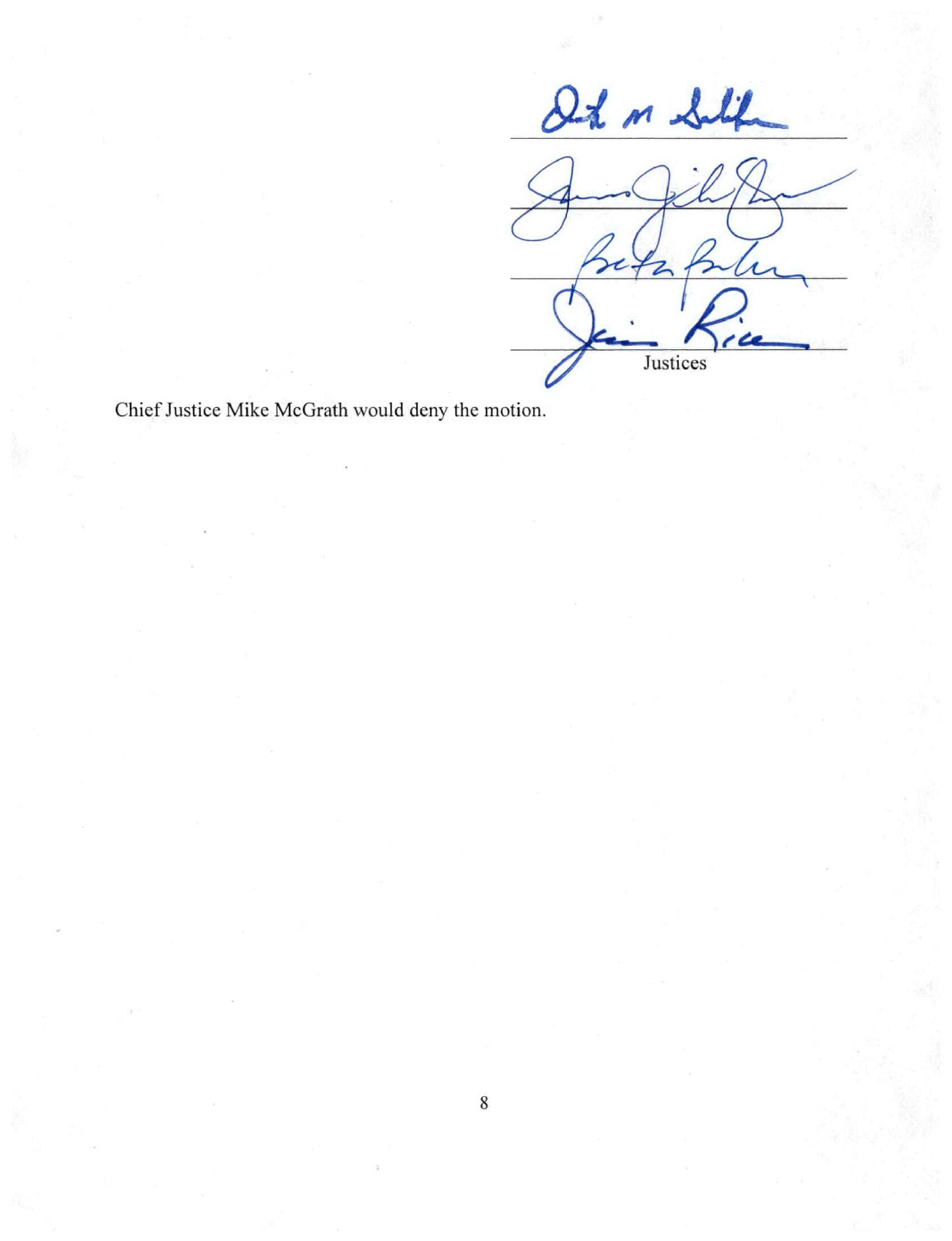Justices

Chief Justice Mike McGrath would deny the motion.